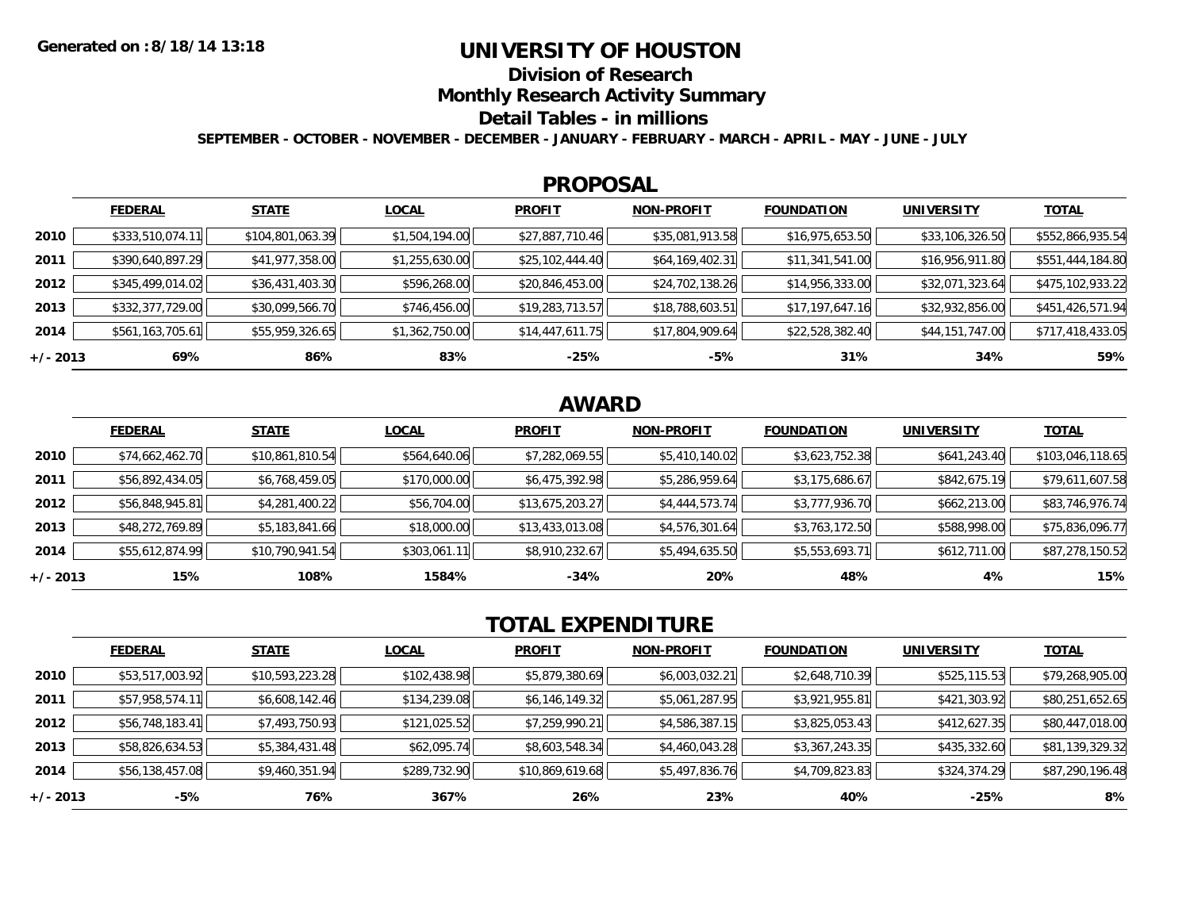Generated on :8/18/14 13:18

# UNIVERSITY OF HOUSTON

## Division of Research

## Monthly Research Activity Summary

## Detail Tables - in millions

**SEPTEMBER - OCTOBER - NOVEMBER - DECEMBER - JANUARY - FEBRUARY - MARCH - APRIL - MAY - JUNE - JULY**

## PROPOSAL

| | FEDERAL | STATE | LOCAL | PROFIT | NON-PROFIT | FOUNDATION | UNIVERSITY | TOTAL |
|---|---|---|---|---|---|---|---|---|
| **2010** | $333,510,074.11 | $104,801,063.39 | $1,504,194.00 | $27,887,710.46 | $35,081,913.58 | $16,975,653.50 | $33,106,326.50 | $552,866,935.54 |
| **2011** | $390,640,897.29 | $41,977,358.00 | $1,255,630.00 | $25,102,444.40 | $64,169,402.31 | $11,341,541.00 | $16,956,911.80 | $551,444,184.80 |
| **2012** | $345,499,014.02 | $36,431,403.30 | $596,268.00 | $20,846,453.00 | $24,702,138.26 | $14,956,333.00 | $32,071,323.64 | $475,102,933.22 |
| **2013** | $332,377,729.00 | $30,099,566.70 | $746,456.00 | $19,283,713.57 | $18,788,603.51 | $17,197,647.16 | $32,932,856.00 | $451,426,571.94 |
| **2014** | $561,163,705.61 | $55,959,326.65 | $1,362,750.00 | $14,447,611.75 | $17,804,909.64 | $22,528,382.40 | $44,151,747.00 | $717,418,433.05 |
| **+/- 2013** | **69%** | **86%** | **83%** | **-25%** | **-5%** | **31%** | **34%** | **59%** |

## AWARD

| | FEDERAL | STATE | LOCAL | PROFIT | NON-PROFIT | FOUNDATION | UNIVERSITY | TOTAL |
|---|---|---|---|---|---|---|---|---|
| **2010** | $74,662,462.70 | $10,861,810.54 | $564,640.06 | $7,282,069.55 | $5,410,140.02 | $3,623,752.38 | $641,243.40 | $103,046,118.65 |
| **2011** | $56,892,434.05 | $6,768,459.05 | $170,000.00 | $6,475,392.98 | $5,286,959.64 | $3,175,686.67 | $842,675.19 | $79,611,607.58 |
| **2012** | $56,848,945.81 | $4,281,400.22 | $56,704.00 | $13,675,203.27 | $4,444,573.74 | $3,777,936.70 | $662,213.00 | $83,746,976.74 |
| **2013** | $48,272,769.89 | $5,183,841.66 | $18,000.00 | $13,433,013.08 | $4,576,301.64 | $3,763,172.50 | $588,998.00 | $75,836,096.77 |
| **2014** | $55,612,874.99 | $10,790,941.54 | $303,061.11 | $8,910,232.67 | $5,494,635.50 | $5,553,693.71 | $612,711.00 | $87,278,150.52 |
| **+/- 2013** | **15%** | **108%** | **1584%** | **-34%** | **20%** | **48%** | **4%** | **15%** |

## TOTAL EXPENDITURE

| | FEDERAL | STATE | LOCAL | PROFIT | NON-PROFIT | FOUNDATION | UNIVERSITY | TOTAL |
|---|---|---|---|---|---|---|---|---|
| **2010** | $53,517,003.92 | $10,593,223.28 | $102,438.98 | $5,879,380.69 | $6,003,032.21 | $2,648,710.39 | $525,115.53 | $79,268,905.00 |
| **2011** | $57,958,574.11 | $6,608,142.46 | $134,239.08 | $6,146,149.32 | $5,061,287.95 | $3,921,955.81 | $421,303.92 | $80,251,652.65 |
| **2012** | $56,748,183.41 | $7,493,750.93 | $121,025.52 | $7,259,990.21 | $4,586,387.15 | $3,825,053.43 | $412,627.35 | $80,447,018.00 |
| **2013** | $58,826,634.53 | $5,384,431.48 | $62,095.74 | $8,603,548.34 | $4,460,043.28 | $3,367,243.35 | $435,332.60 | $81,139,329.32 |
| **2014** | $56,138,457.08 | $9,460,351.94 | $289,732.90 | $10,869,619.68 | $5,497,836.76 | $4,709,823.83 | $324,374.29 | $87,290,196.48 |
| **+/- 2013** | **-5%** | **76%** | **367%** | **26%** | **23%** | **40%** | **-25%** | **8%** |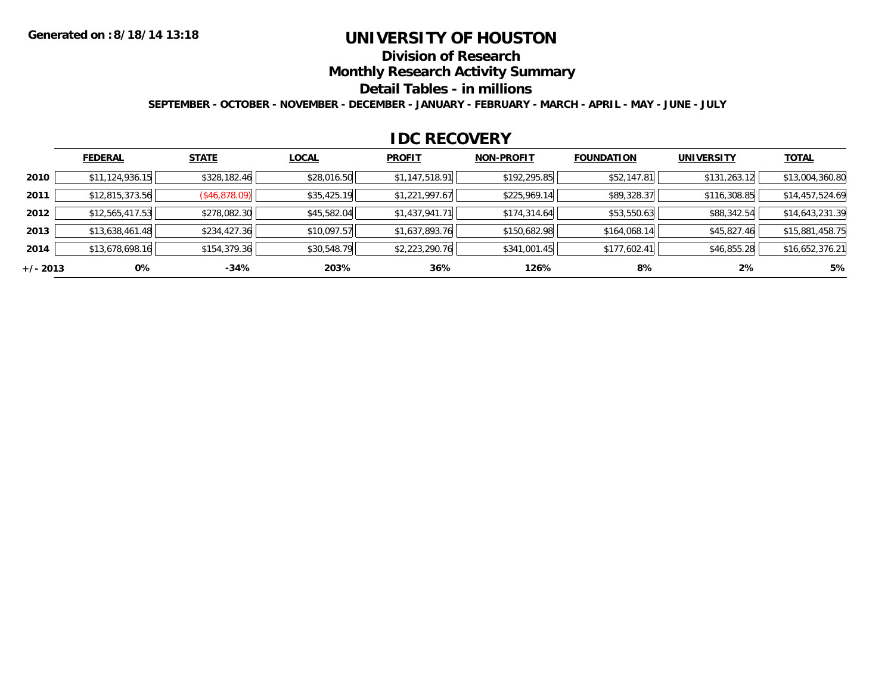Generated on :8/18/14 13:18

# UNIVERSITY OF HOUSTON

## Division of Research

## Monthly Research Activity Summary

## Detail Tables - in millions

**SEPTEMBER - OCTOBER - NOVEMBER - DECEMBER - JANUARY - FEBRUARY - MARCH - APRIL - MAY - JUNE - JULY**

## IDC RECOVERY

| | FEDERAL | STATE | LOCAL | PROFIT | NON-PROFIT | FOUNDATION | UNIVERSITY | TOTAL |
|---|---|---|---|---|---|---|---|---|
| **2010** | $11,124,936.15 | $328,182.46 | $28,016.50 | $1,147,518.91 | $192,295.85 | $52,147.81 | $131,263.12 | $13,004,360.80 |
| **2011** | $12,815,373.56 | ($46,878.09) | $35,425.19 | $1,221,997.67 | $225,969.14 | $89,328.37 | $116,308.85 | $14,457,524.69 |
| **2012** | $12,565,417.53 | $278,082.30 | $45,582.04 | $1,437,941.71 | $174,314.64 | $53,550.63 | $88,342.54 | $14,643,231.39 |
| **2013** | $13,638,461.48 | $234,427.36 | $10,097.57 | $1,637,893.76 | $150,682.98 | $164,068.14 | $45,827.46 | $15,881,458.75 |
| **2014** | $13,678,698.16 | $154,379.36 | $30,548.79 | $2,223,290.76 | $341,001.45 | $177,602.41 | $46,855.28 | $16,652,376.21 |
| **+/- 2013** | **0%** | **-34%** | **203%** | **36%** | **126%** | **8%** | **2%** | **5%** |